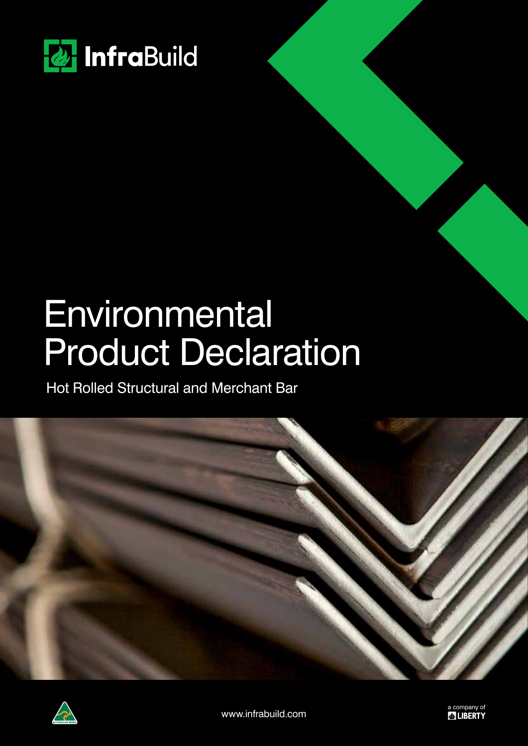InfraBuild

# Environmental Product Declaration

Hot Rolled Structural and Merchant Bar

www.infrabuild.com

a company of LIBERTY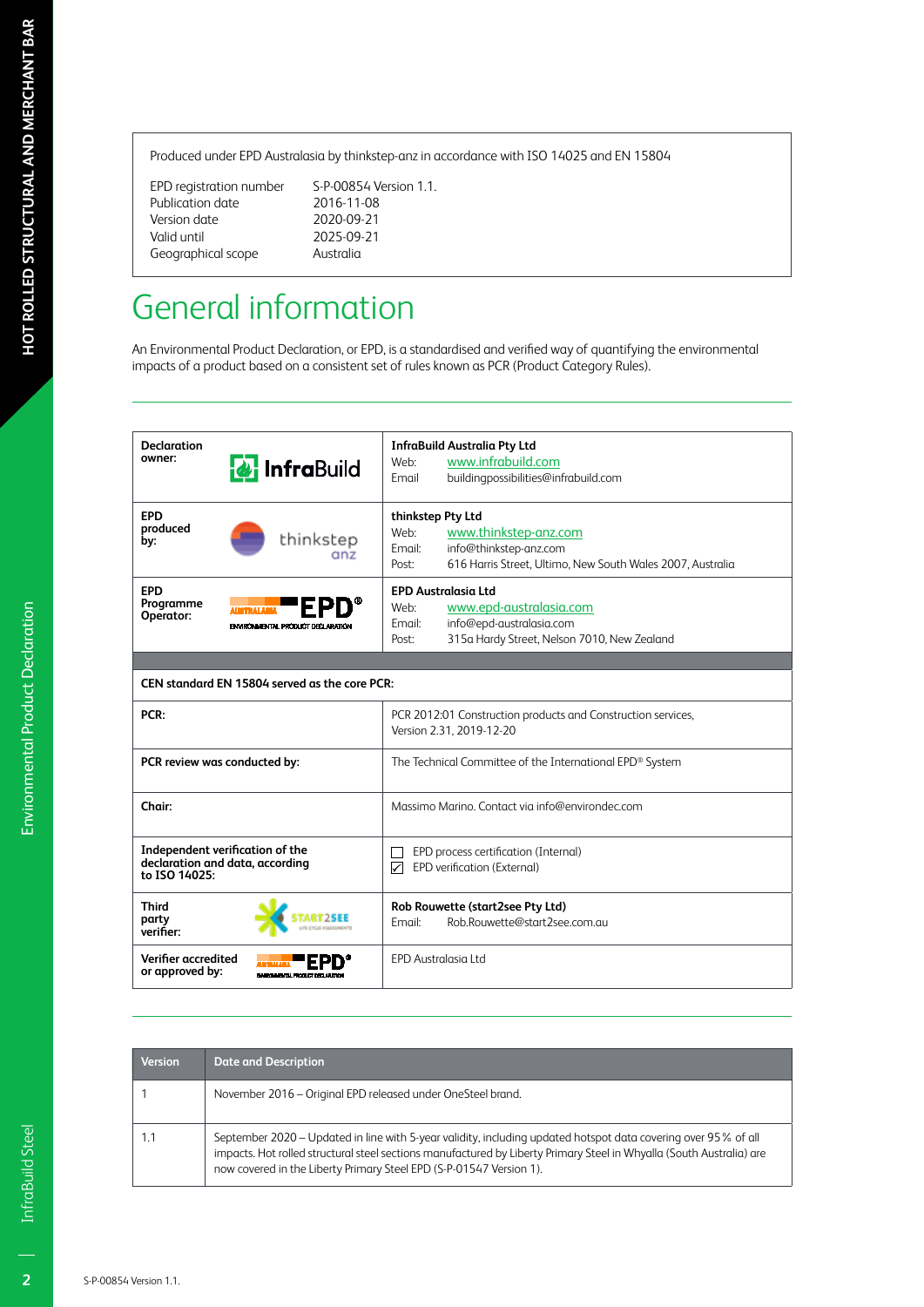Produced under EPD Australasia by thinkstep-anz in accordance with ISO 14025 and EN 15804

| | |
|---|---|
| EPD registration number | S-P-00854 Version 1.1. |
| Publication date | 2016-11-08 |
| Version date | 2020-09-21 |
| Valid until | 2025-09-21 |
| Geographical scope | Australia |

# General information

An Environmental Product Declaration, or EPD, is a standardised and verified way of quantifying the environmental impacts of a product based on a consistent set of rules known as PCR (Product Category Rules).

| | |
|---|---|
| **Declaration owner:** InfraBuild | **InfraBuild Australia Pty Ltd**<br>Web: www.infrabuild.com<br>Email: buildingpossibilities@infrabuild.com |
| **EPD produced by:** thinkstep anz | **thinkstep Pty Ltd**<br>Web: www.thinkstep-anz.com<br>Email: info@thinkstep-anz.com<br>Post: 616 Harris Street, Ultimo, New South Wales 2007, Australia |
| **EPD Programme Operator:** EPD Australasia Environmental Product Declaration | **EPD Australasia Ltd**<br>Web: www.epd-australasia.com<br>Email: info@epd-australasia.com<br>Post: 315a Hardy Street, Nelson 7010, New Zealand |
| **CEN standard EN 15804 served as the core PCR:** | |
| **PCR:** | PCR 2012:01 Construction products and Construction services, Version 2.31, 2019-12-20 |
| **PCR review was conducted by:** | The Technical Committee of the International EPD® System |
| **Chair:** | Massimo Marino. Contact via info@environdec.com |
| **Independent verification of the declaration and data, according to ISO 14025:** | ☐ EPD process certification (Internal)<br>☑ EPD verification (External) |
| **Third party verifier:** START2SEE Life Cycle Assessments | **Rob Rouwette (start2see Pty Ltd)**<br>Email: Rob.Rouwette@start2see.com.au |
| **Verifier accredited or approved by:** EPD Australasia Environmental Product Declaration | EPD Australasia Ltd |

| Version | Date and Description |
|---|---|
| 1 | November 2016 – Original EPD released under OneSteel brand. |
| 1.1 | September 2020 – Updated in line with 5-year validity, including updated hotspot data covering over 95% of all impacts. Hot rolled structural steel sections manufactured by Liberty Primary Steel in Whyalla (South Australia) are now covered in the Liberty Primary Steel EPD (S-P-01547 Version 1). |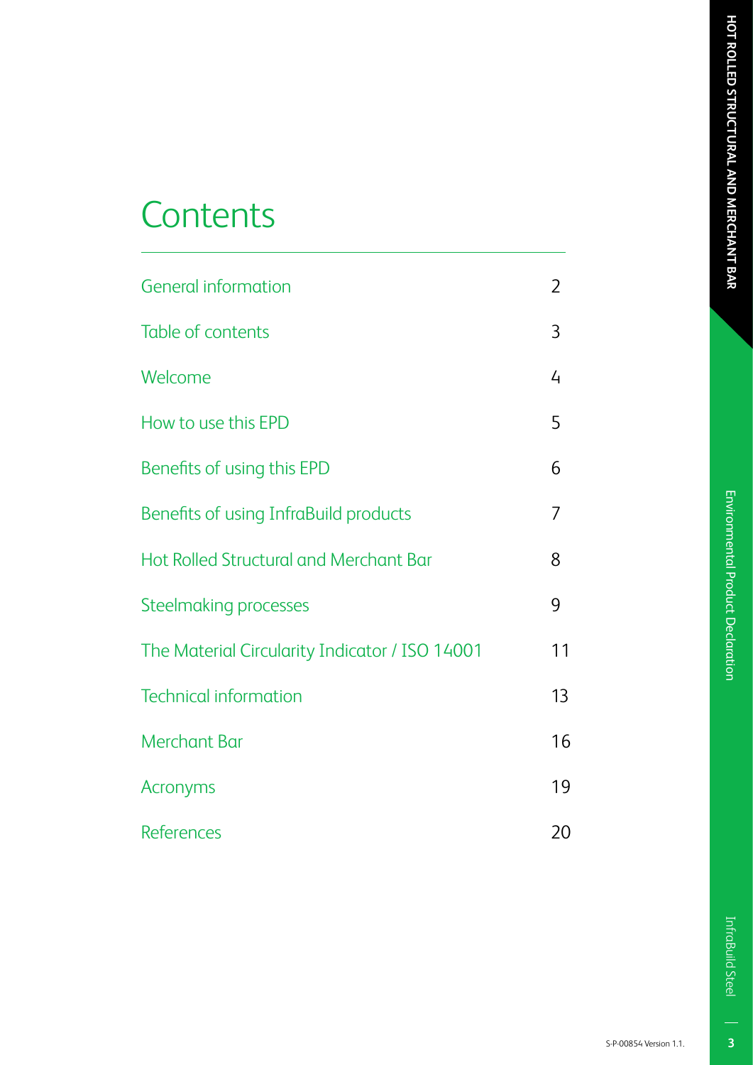# Contents

| | |
|---|---|
| General information | 2 |
| Table of contents | 3 |
| Welcome | 4 |
| How to use this EPD | 5 |
| Benefits of using this EPD | 6 |
| Benefits of using InfraBuild products | 7 |
| Hot Rolled Structural and Merchant Bar | 8 |
| Steelmaking processes | 9 |
| The Material Circularity Indicator / ISO 14001 | 11 |
| Technical information | 13 |
| Merchant Bar | 16 |
| Acronyms | 19 |
| References | 20 |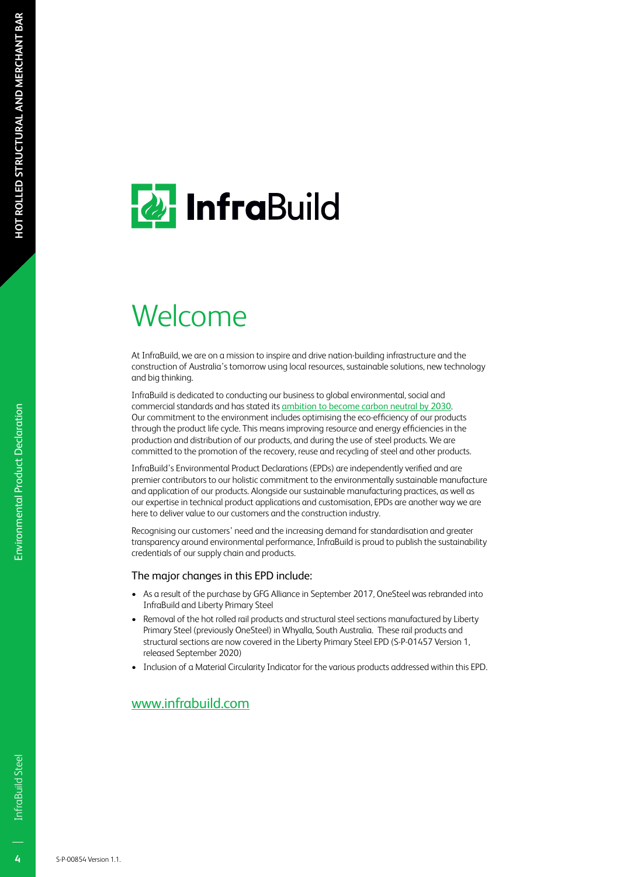# Welcome

At InfraBuild, we are on a mission to inspire and drive nation-building infrastructure and the construction of Australia's tomorrow using local resources, sustainable solutions, new technology and big thinking.

InfraBuild is dedicated to conducting our business to global environmental, social and commercial standards and has stated its ambition to become carbon neutral by 2030. Our commitment to the environment includes optimising the eco-efficiency of our products through the product life cycle. This means improving resource and energy efficiencies in the production and distribution of our products, and during the use of steel products. We are committed to the promotion of the recovery, reuse and recycling of steel and other products.

InfraBuild's Environmental Product Declarations (EPDs) are independently verified and are premier contributors to our holistic commitment to the environmentally sustainable manufacture and application of our products. Alongside our sustainable manufacturing practices, as well as our expertise in technical product applications and customisation, EPDs are another way we are here to deliver value to our customers and the construction industry.

Recognising our customers' need and the increasing demand for standardisation and greater transparency around environmental performance, InfraBuild is proud to publish the sustainability credentials of our supply chain and products.

### The major changes in this EPD include:

- As a result of the purchase by GFG Alliance in September 2017, OneSteel was rebranded into InfraBuild and Liberty Primary Steel
- Removal of the hot rolled rail products and structural steel sections manufactured by Liberty Primary Steel (previously OneSteel) in Whyalla, South Australia. These rail products and structural sections are now covered in the Liberty Primary Steel EPD (S-P-01457 Version 1, released September 2020)
- Inclusion of a Material Circularity Indicator for the various products addressed within this EPD.

www.infrabuild.com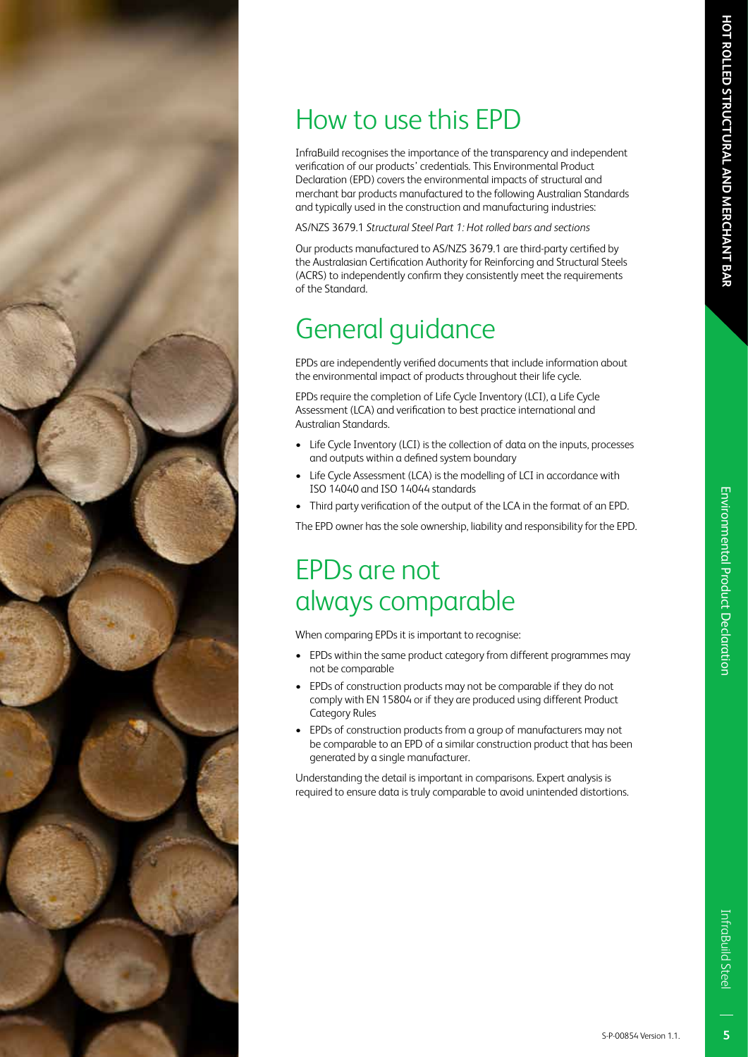# How to use this EPD

InfraBuild recognises the importance of the transparency and independent verification of our products' credentials. This Environmental Product Declaration (EPD) covers the environmental impacts of structural and merchant bar products manufactured to the following Australian Standards and typically used in the construction and manufacturing industries:

AS/NZS 3679.1 *Structural Steel Part 1: Hot rolled bars and sections*

Our products manufactured to AS/NZS 3679.1 are third-party certified by the Australasian Certification Authority for Reinforcing and Structural Steels (ACRS) to independently confirm they consistently meet the requirements of the Standard.

# General guidance

EPDs are independently verified documents that include information about the environmental impact of products throughout their life cycle.

EPDs require the completion of Life Cycle Inventory (LCI), a Life Cycle Assessment (LCA) and verification to best practice international and Australian Standards.

- Life Cycle Inventory (LCI) is the collection of data on the inputs, processes and outputs within a defined system boundary
- Life Cycle Assessment (LCA) is the modelling of LCI in accordance with ISO 14040 and ISO 14044 standards
- Third party verification of the output of the LCA in the format of an EPD.

The EPD owner has the sole ownership, liability and responsibility for the EPD.

# EPDs are not always comparable

When comparing EPDs it is important to recognise:

- EPDs within the same product category from different programmes may not be comparable
- EPDs of construction products may not be comparable if they do not comply with EN 15804 or if they are produced using different Product Category Rules
- EPDs of construction products from a group of manufacturers may not be comparable to an EPD of a similar construction product that has been generated by a single manufacturer.

Understanding the detail is important in comparisons. Expert analysis is required to ensure data is truly comparable to avoid unintended distortions.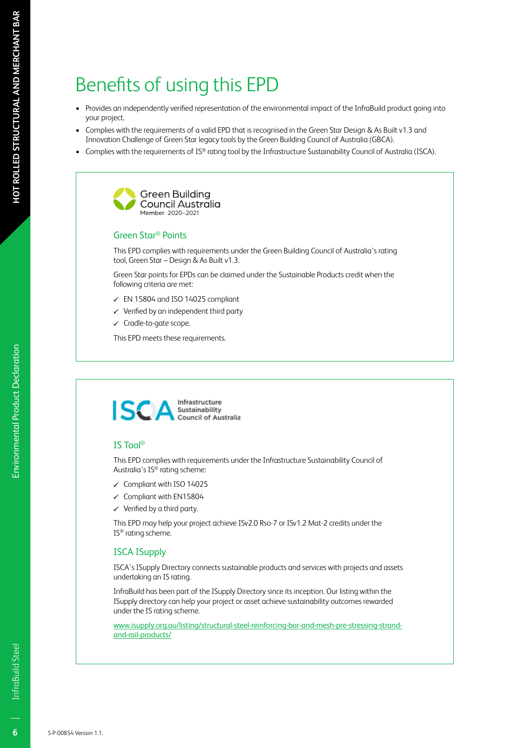# Benefits of using this EPD

- Provides an independently verified representation of the environmental impact of the InfraBuild product going into your project.
- Complies with the requirements of a valid EPD that is recognised in the Green Star Design & As Built v1.3 and Innovation Challenge of Green Star legacy tools by the Green Building Council of Australia (GBCA).
- Complies with the requirements of IS® rating tool by the Infrastructure Sustainability Council of Australia (ISCA).

Green Building Council Australia
Member 2020–2021

## Green Star® Points

This EPD complies with requirements under the Green Building Council of Australia's rating tool, Green Star – Design & As Built v1.3.

Green Star points for EPDs can be claimed under the Sustainable Products credit when the following criteria are met:

- ✓ EN 15804 and ISO 14025 compliant
- ✓ Verified by an independent third party
- ✓ Cradle-to-gate scope.

This EPD meets these requirements.

ISCA Infrastructure Sustainability Council of Australia

## IS Tool®

This EPD complies with requirements under the Infrastructure Sustainability Council of Australia's IS® rating scheme:

- ✓ Compliant with ISO 14025
- ✓ Compliant with EN15804
- ✓ Verified by a third party.

This EPD may help your project achieve ISv2.0 Rso-7 or ISv1.2 Mat-2 credits under the IS® rating scheme.

## ISCA ISupply

ISCA's ISupply Directory connects sustainable products and services with projects and assets undertaking an IS rating.

InfraBuild has been part of the ISupply Directory since its inception. Our listing within the ISupply directory can help your project or asset achieve sustainability outcomes rewarded under the IS rating scheme.

www.isupply.org.au/listing/structural-steel-reinforcing-bar-and-mesh-pre-stressing-strand-and-rail-products/

S-P-00854 Version 1.1.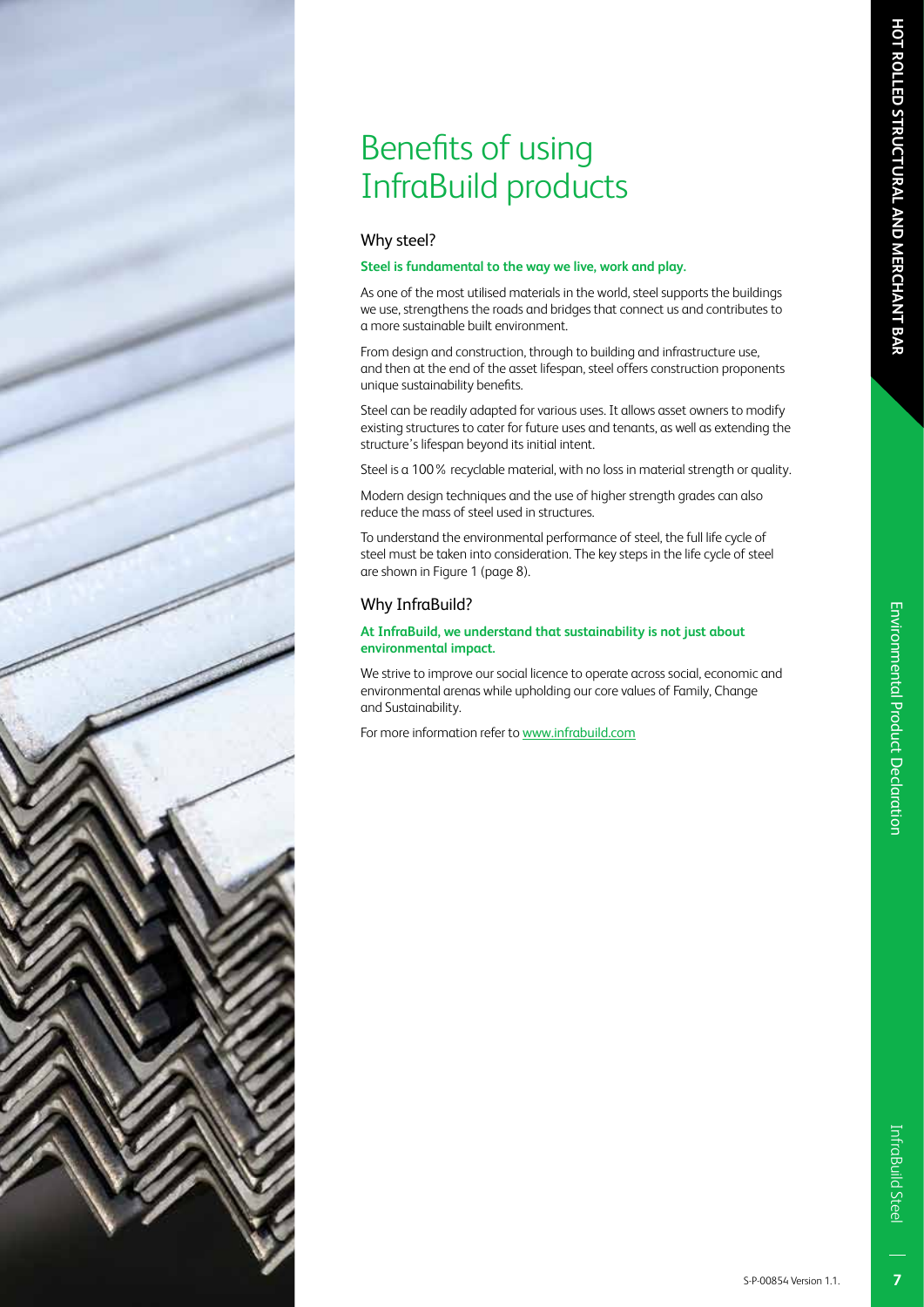# Benefits of using InfraBuild products

## Why steel?

**Steel is fundamental to the way we live, work and play.**

As one of the most utilised materials in the world, steel supports the buildings we use, strengthens the roads and bridges that connect us and contributes to a more sustainable built environment.

From design and construction, through to building and infrastructure use, and then at the end of the asset lifespan, steel offers construction proponents unique sustainability benefits.

Steel can be readily adapted for various uses. It allows asset owners to modify existing structures to cater for future uses and tenants, as well as extending the structure's lifespan beyond its initial intent.

Steel is a 100 % recyclable material, with no loss in material strength or quality.

Modern design techniques and the use of higher strength grades can also reduce the mass of steel used in structures.

To understand the environmental performance of steel, the full life cycle of steel must be taken into consideration. The key steps in the life cycle of steel are shown in Figure 1 (page 8).

## Why InfraBuild?

**At InfraBuild, we understand that sustainability is not just about environmental impact.**

We strive to improve our social licence to operate across social, economic and environmental arenas while upholding our core values of Family, Change and Sustainability.

For more information refer to www.infrabuild.com

S-P-00854 Version 1.1.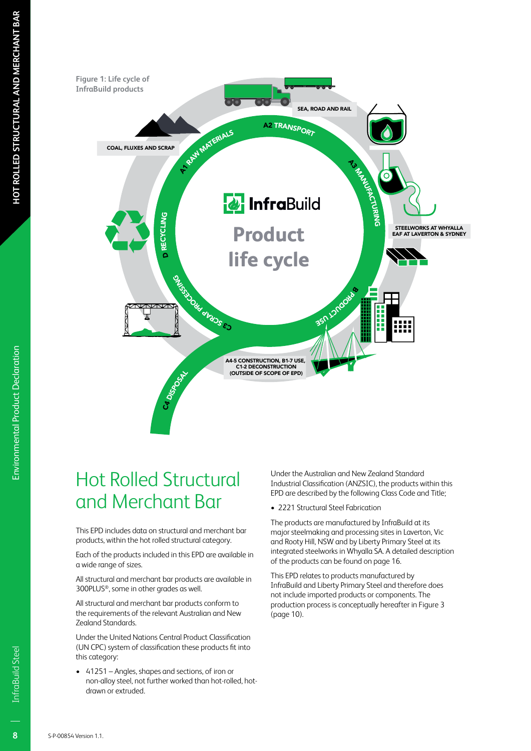Figure 1: Life cycle of InfraBuild products

InfraBuild Product life cycle

A1 RAW MATERIALS — COAL, FLUXES AND SCRAP

A2 TRANSPORT — SEA, ROAD AND RAIL

A3 MANUFACTURING — STEELWORKS AT WHYALLA, EAF AT LAVERTON & SYDNEY

B PRODUCT USE — A4-5 CONSTRUCTION, B1-7 USE, C1-2 DECONSTRUCTION (OUTSIDE OF SCOPE OF EPD)

C3 SCRAP PROCESSING

C4 DISPOSAL

D RECYCLING

# Hot Rolled Structural and Merchant Bar

This EPD includes data on structural and merchant bar products, within the hot rolled structural category.

Each of the products included in this EPD are available in a wide range of sizes.

All structural and merchant bar products are available in 300PLUS®, some in other grades as well.

All structural and merchant bar products conform to the requirements of the relevant Australian and New Zealand Standards.

Under the United Nations Central Product Classification (UN CPC) system of classification these products fit into this category:

- 41251 – Angles, shapes and sections, of iron or non-alloy steel, not further worked than hot-rolled, hot-drawn or extruded.

Under the Australian and New Zealand Standard Industrial Classification (ANZSIC), the products within this EPD are described by the following Class Code and Title;

- 2221 Structural Steel Fabrication

The products are manufactured by InfraBuild at its major steelmaking and processing sites in Laverton, Vic and Rooty Hill, NSW and by Liberty Primary Steel at its integrated steelworks in Whyalla SA. A detailed description of the products can be found on page 16.

This EPD relates to products manufactured by InfraBuild and Liberty Primary Steel and therefore does not include imported products or components. The production process is conceptually hereafter in Figure 3 (page 10).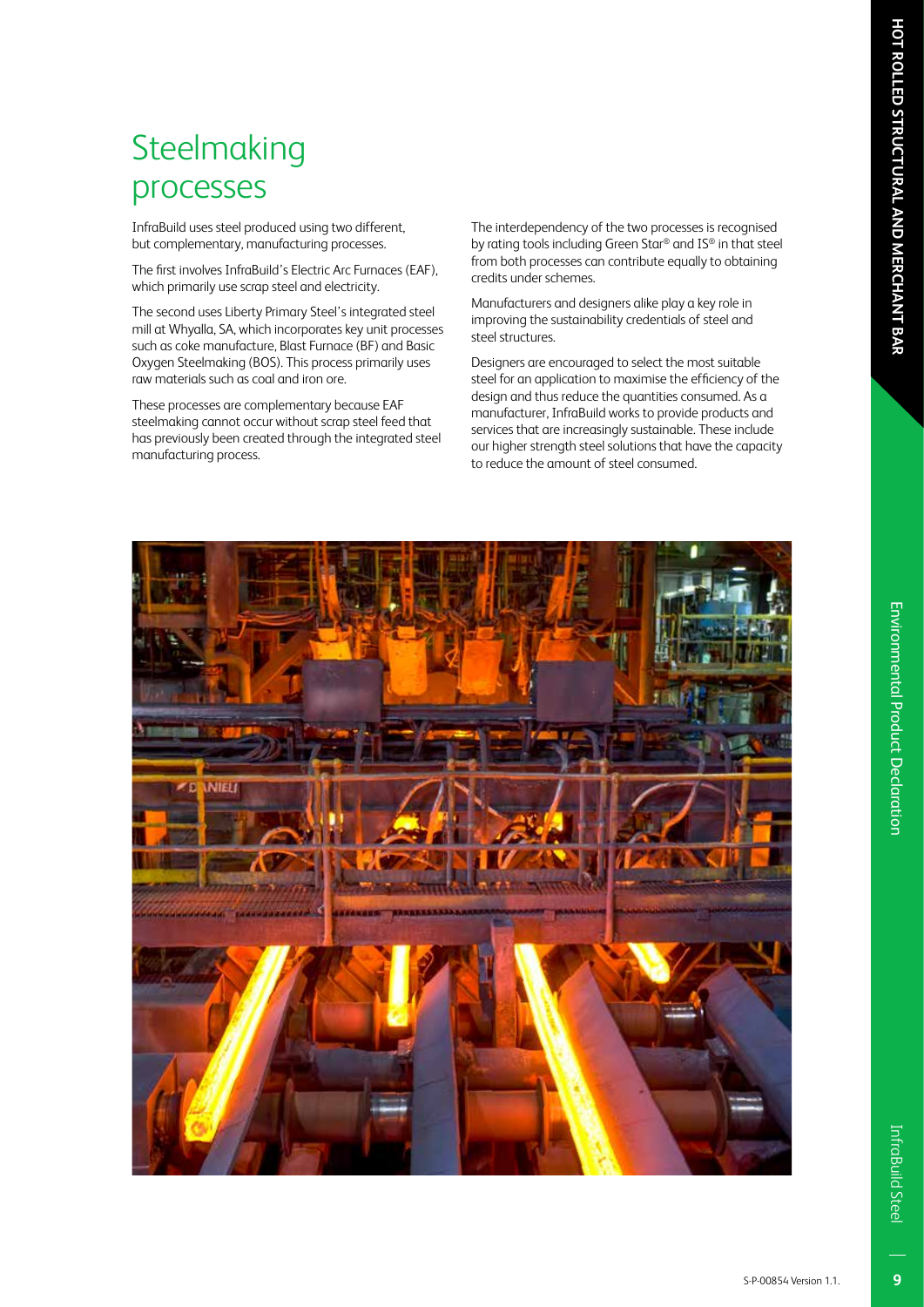# Steelmaking processes

InfraBuild uses steel produced using two different, but complementary, manufacturing processes.

The first involves InfraBuild's Electric Arc Furnaces (EAF), which primarily use scrap steel and electricity.

The second uses Liberty Primary Steel's integrated steel mill at Whyalla, SA, which incorporates key unit processes such as coke manufacture, Blast Furnace (BF) and Basic Oxygen Steelmaking (BOS). This process primarily uses raw materials such as coal and iron ore.

These processes are complementary because EAF steelmaking cannot occur without scrap steel feed that has previously been created through the integrated steel manufacturing process.

The interdependency of the two processes is recognised by rating tools including Green Star® and IS® in that steel from both processes can contribute equally to obtaining credits under schemes.

Manufacturers and designers alike play a key role in improving the sustainability credentials of steel and steel structures.

Designers are encouraged to select the most suitable steel for an application to maximise the efficiency of the design and thus reduce the quantities consumed. As a manufacturer, InfraBuild works to provide products and services that are increasingly sustainable. These include our higher strength steel solutions that have the capacity to reduce the amount of steel consumed.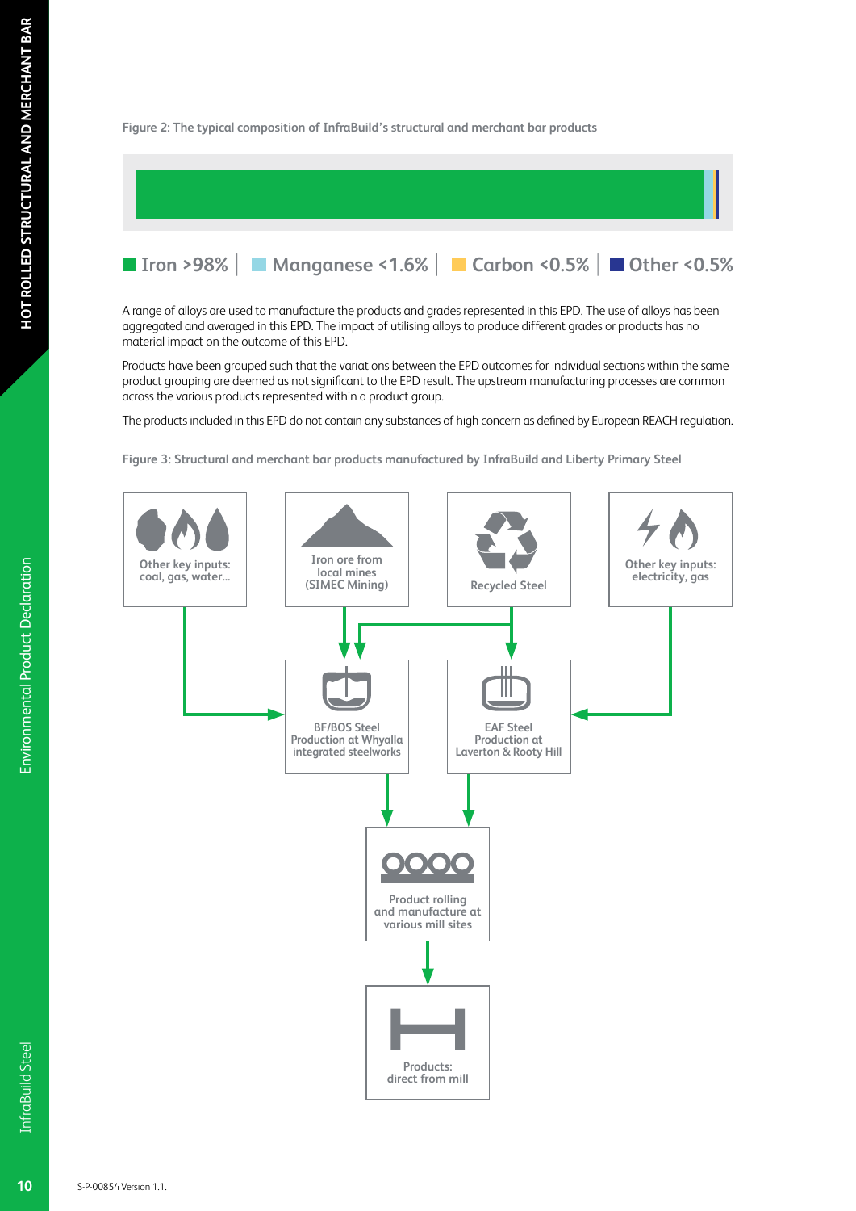Figure 2: The typical composition of InfraBuild's structural and merchant bar products

Iron >98% | Manganese <1.6% | Carbon <0.5% | Other <0.5%

A range of alloys are used to manufacture the products and grades represented in this EPD. The use of alloys has been aggregated and averaged in this EPD. The impact of utilising alloys to produce different grades or products has no material impact on the outcome of this EPD.

Products have been grouped such that the variations between the EPD outcomes for individual sections within the same product grouping are deemed as not significant to the EPD result. The upstream manufacturing processes are common across the various products represented within a product group.

The products included in this EPD do not contain any substances of high concern as defined by European REACH regulation.

Figure 3: Structural and merchant bar products manufactured by InfraBuild and Liberty Primary Steel

Other key inputs: coal, gas, water...

Iron ore from local mines (SIMEC Mining)

Recycled Steel

Other key inputs: electricity, gas

BF/BOS Steel Production at Whyalla integrated steelworks

EAF Steel Production at Laverton & Rooty Hill

Product rolling and manufacture at various mill sites

Products: direct from mill

S-P-00854 Version 1.1.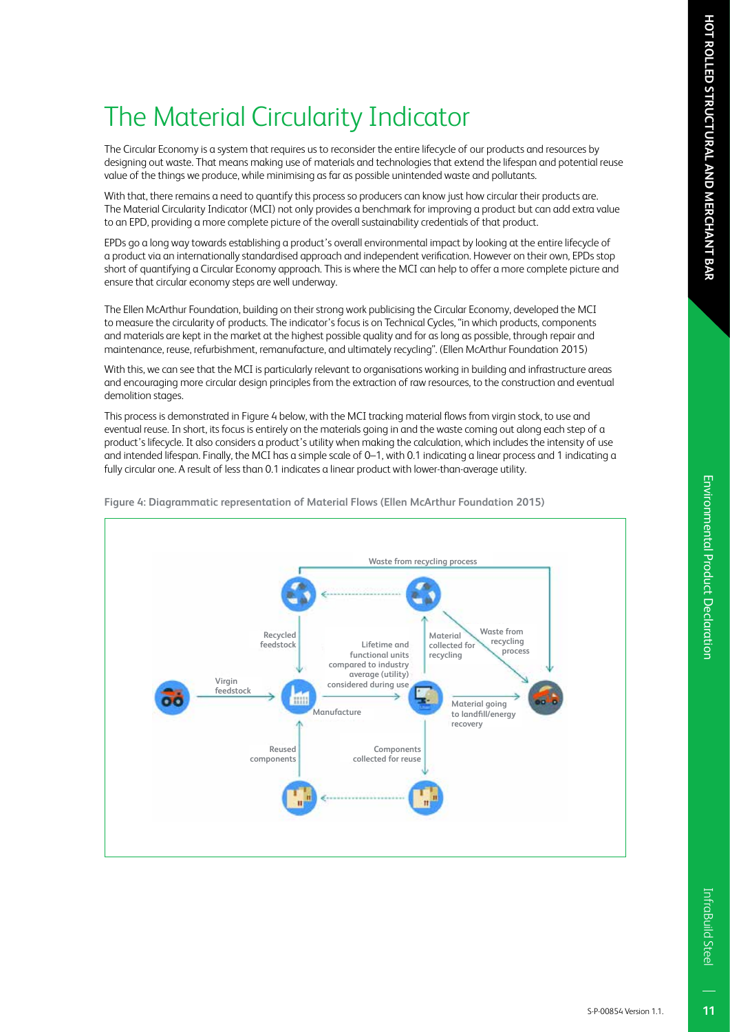# The Material Circularity Indicator

The Circular Economy is a system that requires us to reconsider the entire lifecycle of our products and resources by designing out waste. That means making use of materials and technologies that extend the lifespan and potential reuse value of the things we produce, while minimising as far as possible unintended waste and pollutants.

With that, there remains a need to quantify this process so producers can know just how circular their products are. The Material Circularity Indicator (MCI) not only provides a benchmark for improving a product but can add extra value to an EPD, providing a more complete picture of the overall sustainability credentials of that product.

EPDs go a long way towards establishing a product's overall environmental impact by looking at the entire lifecycle of a product via an internationally standardised approach and independent verification. However on their own, EPDs stop short of quantifying a Circular Economy approach. This is where the MCI can help to offer a more complete picture and ensure that circular economy steps are well underway.

The Ellen McArthur Foundation, building on their strong work publicising the Circular Economy, developed the MCI to measure the circularity of products. The indicator's focus is on Technical Cycles, "in which products, components and materials are kept in the market at the highest possible quality and for as long as possible, through repair and maintenance, reuse, refurbishment, remanufacture, and ultimately recycling". (Ellen McArthur Foundation 2015)

With this, we can see that the MCI is particularly relevant to organisations working in building and infrastructure areas and encouraging more circular design principles from the extraction of raw resources, to the construction and eventual demolition stages.

This process is demonstrated in Figure 4 below, with the MCI tracking material flows from virgin stock, to use and eventual reuse. In short, its focus is entirely on the materials going in and the waste coming out along each step of a product's lifecycle. It also considers a product's utility when making the calculation, which includes the intensity of use and intended lifespan. Finally, the MCI has a simple scale of 0–1, with 0.1 indicating a linear process and 1 indicating a fully circular one. A result of less than 0.1 indicates a linear product with lower-than-average utility.

**Figure 4: Diagrammatic representation of Material Flows (Ellen McArthur Foundation 2015)**

Waste from recycling process

Recycled feedstock

Lifetime and functional units compared to industry average (utility) considered during use

Material collected for recycling

Waste from recycling process

Virgin feedstock

Manufacture

Material going to landfill/energy recovery

Reused components

Components collected for reuse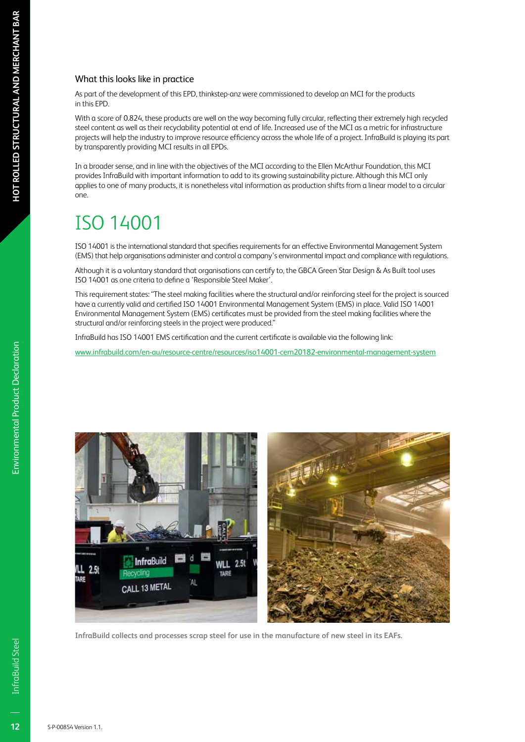### What this looks like in practice

As part of the development of this EPD, thinkstep-anz were commissioned to develop an MCI for the products in this EPD.

With a score of 0.824, these products are well on the way becoming fully circular, reflecting their extremely high recycled steel content as well as their recyclability potential at end of life. Increased use of the MCI as a metric for infrastructure projects will help the industry to improve resource efficiency across the whole life of a project. InfraBuild is playing its part by transparently providing MCI results in all EPDs.

In a broader sense, and in line with the objectives of the MCI according to the Ellen McArthur Foundation, this MCI provides InfraBuild with important information to add to its growing sustainability picture. Although this MCI only applies to one of many products, it is nonetheless vital information as production shifts from a linear model to a circular one.

# ISO 14001

ISO 14001 is the international standard that specifies requirements for an effective Environmental Management System (EMS) that help organisations administer and control a company's environmental impact and compliance with regulations.

Although it is a voluntary standard that organisations can certify to, the GBCA Green Star Design & As Built tool uses ISO 14001 as one criteria to define a 'Responsible Steel Maker'.

This requirement states: "The steel making facilities where the structural and/or reinforcing steel for the project is sourced have a currently valid and certified ISO 14001 Environmental Management System (EMS) in place. Valid ISO 14001 Environmental Management System (EMS) certificates must be provided from the steel making facilities where the structural and/or reinforcing steels in the project were produced."

InfraBuild has ISO 14001 EMS certification and the current certificate is available via the following link:

www.infrabuild.com/en-au/resource-centre/resources/iso14001-cem20182-environmental-management-system

**InfraBuild collects and processes scrap steel for use in the manufacture of new steel in its EAFs.**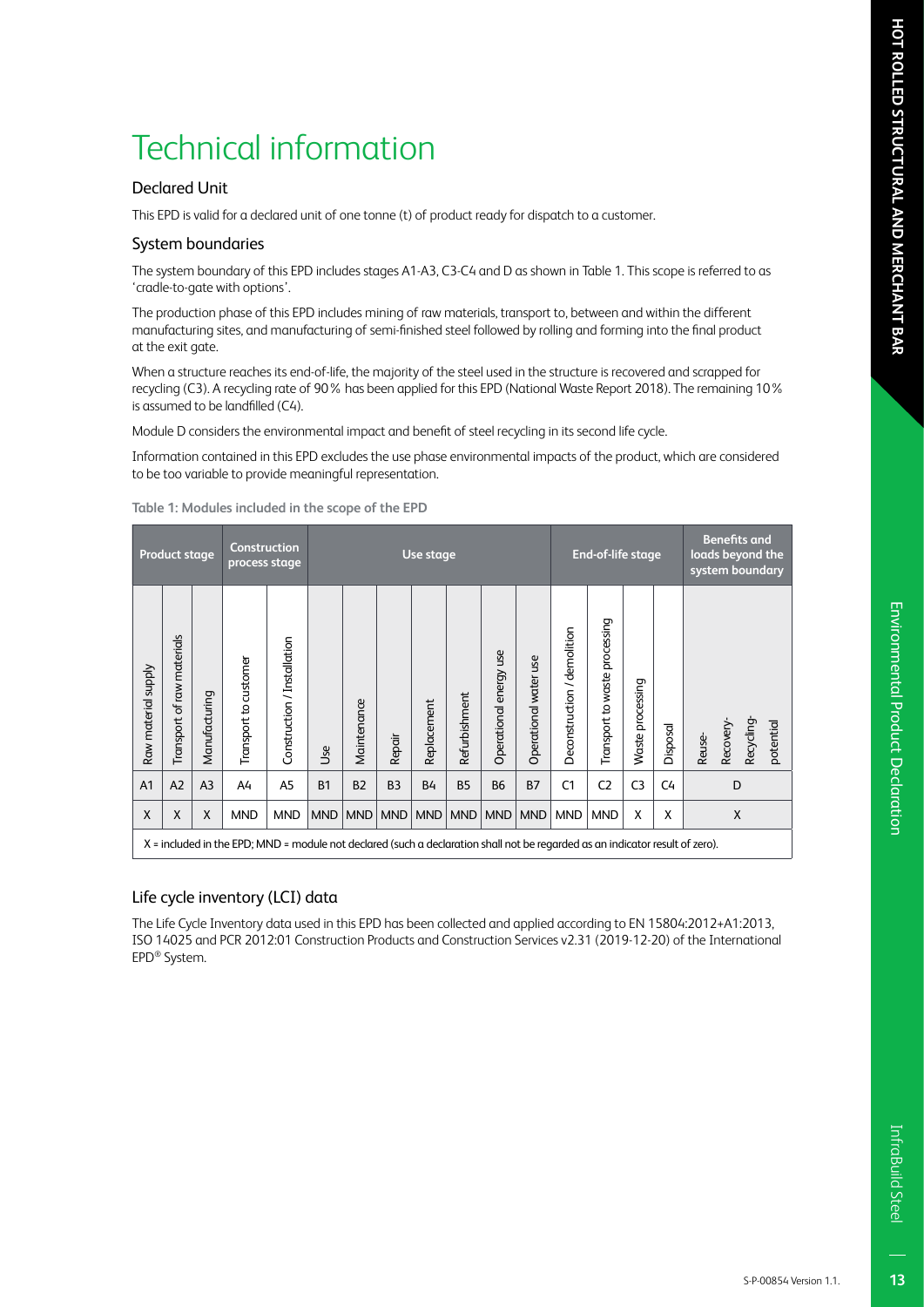# Technical information

## Declared Unit

This EPD is valid for a declared unit of one tonne (t) of product ready for dispatch to a customer.

## System boundaries

The system boundary of this EPD includes stages A1-A3, C3-C4 and D as shown in Table 1. This scope is referred to as 'cradle-to-gate with options'.

The production phase of this EPD includes mining of raw materials, transport to, between and within the different manufacturing sites, and manufacturing of semi-finished steel followed by rolling and forming into the final product at the exit gate.

When a structure reaches its end-of-life, the majority of the steel used in the structure is recovered and scrapped for recycling (C3). A recycling rate of 90% has been applied for this EPD (National Waste Report 2018). The remaining 10% is assumed to be landfilled (C4).

Module D considers the environmental impact and benefit of steel recycling in its second life cycle.

Information contained in this EPD excludes the use phase environmental impacts of the product, which are considered to be too variable to provide meaningful representation.

**Table 1: Modules included in the scope of the EPD**

| Product stage | | | Construction process stage | | Use stage | | | | | | | End-of-life stage | | | | Benefits and loads beyond the system boundary |
|---|---|---|---|---|---|---|---|---|---|---|---|---|---|---|---|---|
| Raw material supply | Transport of raw materials | Manufacturing | Transport to customer | Construction / Installation | Use | Maintenance | Repair | Replacement | Refurbishment | Operational energy use | Operational water use | Deconstruction / demolition | Transport to waste processing | Waste processing | Disposal | Reuse- Recovery- Recycling- potential |
| A1 | A2 | A3 | A4 | A5 | B1 | B2 | B3 | B4 | B5 | B6 | B7 | C1 | C2 | C3 | C4 | D |
| X | X | X | MND | MND | MND | MND | MND | MND | MND | MND | MND | MND | MND | X | X | X |

X = included in the EPD; MND = module not declared (such a declaration shall not be regarded as an indicator result of zero).

## Life cycle inventory (LCI) data

The Life Cycle Inventory data used in this EPD has been collected and applied according to EN 15804:2012+A1:2013, ISO 14025 and PCR 2012:01 Construction Products and Construction Services v2.31 (2019-12-20) of the International EPD® System.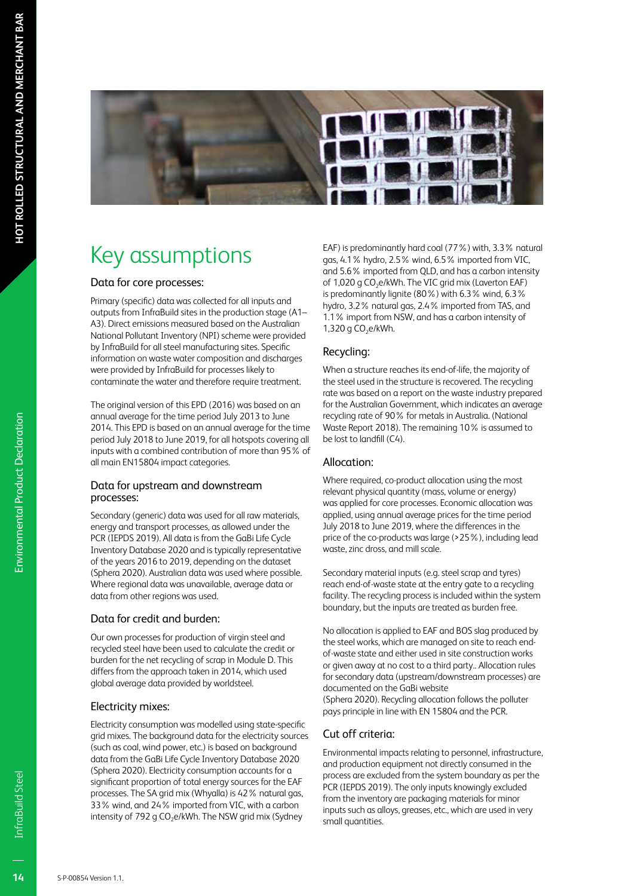# Key assumptions

## Data for core processes:

Primary (specific) data was collected for all inputs and outputs from InfraBuild sites in the production stage (A1–A3). Direct emissions measured based on the Australian National Pollutant Inventory (NPI) scheme were provided by InfraBuild for all steel manufacturing sites. Specific information on waste water composition and discharges were provided by InfraBuild for processes likely to contaminate the water and therefore require treatment.

The original version of this EPD (2016) was based on an annual average for the time period July 2013 to June 2014. This EPD is based on an annual average for the time period July 2018 to June 2019, for all hotspots covering all inputs with a combined contribution of more than 95% of all main EN15804 impact categories.

## Data for upstream and downstream processes:

Secondary (generic) data was used for all raw materials, energy and transport processes, as allowed under the PCR (IEPDS 2019). All data is from the GaBi Life Cycle Inventory Database 2020 and is typically representative of the years 2016 to 2019, depending on the dataset (Sphera 2020). Australian data was used where possible. Where regional data was unavailable, average data or data from other regions was used.

## Data for credit and burden:

Our own processes for production of virgin steel and recycled steel have been used to calculate the credit or burden for the net recycling of scrap in Module D. This differs from the approach taken in 2014, which used global average data provided by worldsteel.

## Electricity mixes:

Electricity consumption was modelled using state-specific grid mixes. The background data for the electricity sources (such as coal, wind power, etc.) is based on background data from the GaBi Life Cycle Inventory Database 2020 (Sphera 2020). Electricity consumption accounts for a significant proportion of total energy sources for the EAF processes. The SA grid mix (Whyalla) is 42% natural gas, 33% wind, and 24% imported from VIC, with a carbon intensity of 792 g $CO_2$e/kWh. The NSW grid mix (Sydney EAF) is predominantly hard coal (77%) with, 3.3% natural gas, 4.1% hydro, 2.5% wind, 6.5% imported from VIC, and 5.6% imported from QLD, and has a carbon intensity of 1,020 g $CO_2$e/kWh. The VIC grid mix (Laverton EAF) is predominantly lignite (80%) with 6.3% wind, 6.3% hydro, 3.2% natural gas, 2.4% imported from TAS, and 1.1% import from NSW, and has a carbon intensity of 1,320 g $CO_2$e/kWh.

## Recycling:

When a structure reaches its end-of-life, the majority of the steel used in the structure is recovered. The recycling rate was based on a report on the waste industry prepared for the Australian Government, which indicates an average recycling rate of 90% for metals in Australia. (National Waste Report 2018). The remaining 10% is assumed to be lost to landfill (C4).

## Allocation:

Where required, co-product allocation using the most relevant physical quantity (mass, volume or energy) was applied for core processes. Economic allocation was applied, using annual average prices for the time period July 2018 to June 2019, where the differences in the price of the co-products was large (>25%), including lead waste, zinc dross, and mill scale.

Secondary material inputs (e.g. steel scrap and tyres) reach end-of-waste state at the entry gate to a recycling facility. The recycling process is included within the system boundary, but the inputs are treated as burden free.

No allocation is applied to EAF and BOS slag produced by the steel works, which are managed on site to reach end-of-waste state and either used in site construction works or given away at no cost to a third party.. Allocation rules for secondary data (upstream/downstream processes) are documented on the GaBi website (Sphera 2020). Recycling allocation follows the polluter pays principle in line with EN 15804 and the PCR.

## Cut off criteria:

Environmental impacts relating to personnel, infrastructure, and production equipment not directly consumed in the process are excluded from the system boundary as per the PCR (IEPDS 2019). The only inputs knowingly excluded from the inventory are packaging materials for minor inputs such as alloys, greases, etc., which are used in very small quantities.

S-P-00854 Version 1.1.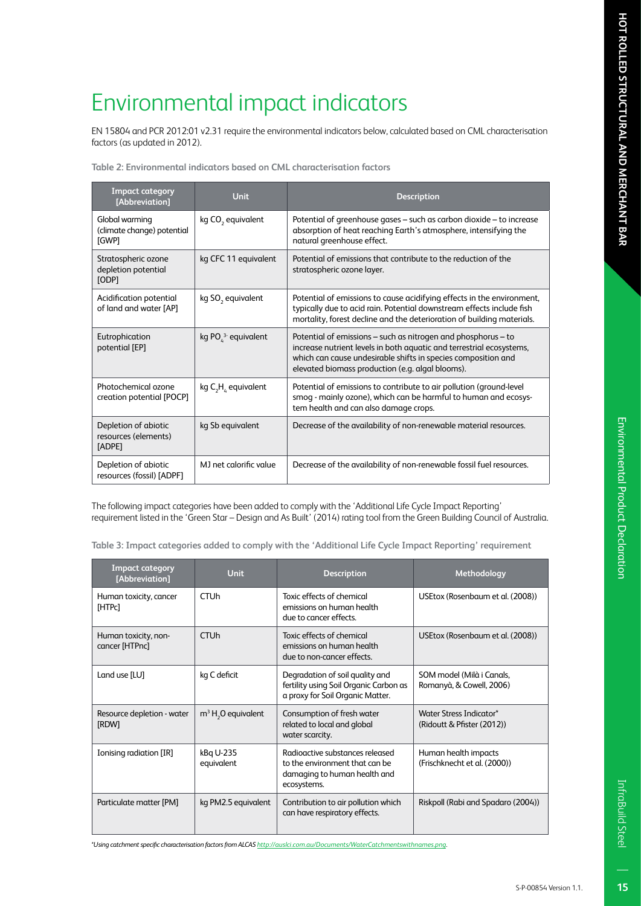# Environmental impact indicators

EN 15804 and PCR 2012:01 v2.31 require the environmental indicators below, calculated based on CML characterisation factors (as updated in 2012).

**Table 2: Environmental indicators based on CML characterisation factors**

| Impact category [Abbreviation] | Unit | Description |
|---|---|---|
| Global warming (climate change) potential [GWP] | kg $CO_2$ equivalent | Potential of greenhouse gases – such as carbon dioxide – to increase absorption of heat reaching Earth's atmosphere, intensifying the natural greenhouse effect. |
| Stratospheric ozone depletion potential [ODP] | kg CFC 11 equivalent | Potential of emissions that contribute to the reduction of the stratospheric ozone layer. |
| Acidification potential of land and water [AP] | kg $SO_2$ equivalent | Potential of emissions to cause acidifying effects in the environment, typically due to acid rain. Potential downstream effects include fish mortality, forest decline and the deterioration of building materials. |
| Eutrophication potential [EP] | kg $PO_4^{3-}$ equivalent | Potential of emissions – such as nitrogen and phosphorus – to increase nutrient levels in both aquatic and terrestrial ecosystems, which can cause undesirable shifts in species composition and elevated biomass production (e.g. algal blooms). |
| Photochemical ozone creation potential [POCP] | kg $C_2H_4$ equivalent | Potential of emissions to contribute to air pollution (ground-level smog - mainly ozone), which can be harmful to human and ecosystem health and can also damage crops. |
| Depletion of abiotic resources (elements) [ADPE] | kg Sb equivalent | Decrease of the availability of non-renewable material resources. |
| Depletion of abiotic resources (fossil) [ADPF] | MJ net calorific value | Decrease of the availability of non-renewable fossil fuel resources. |

The following impact categories have been added to comply with the 'Additional Life Cycle Impact Reporting' requirement listed in the 'Green Star – Design and As Built' (2014) rating tool from the Green Building Council of Australia.

**Table 3: Impact categories added to comply with the 'Additional Life Cycle Impact Reporting' requirement**

| Impact category [Abbreviation] | Unit | Description | Methodology |
|---|---|---|---|
| Human toxicity, cancer [HTPc] | CTUh | Toxic effects of chemical emissions on human health due to cancer effects. | USEtox (Rosenbaum et al. (2008)) |
| Human toxicity, non-cancer [HTPnc] | CTUh | Toxic effects of chemical emissions on human health due to non-cancer effects. | USEtox (Rosenbaum et al. (2008)) |
| Land use [LU] | kg C deficit | Degradation of soil quality and fertility using Soil Organic Carbon as a proxy for Soil Organic Matter. | SOM model (Milà i Canals, Romanyà, & Cowell, 2006) |
| Resource depletion - water [RDW] | $m^3$ $H_2O$ equivalent | Consumption of fresh water related to local and global water scarcity. | Water Stress Indicator* (Ridoutt & Pfister (2012)) |
| Ionising radiation [IR] | kBq U-235 equivalent | Radioactive substances released to the environment that can be damaging to human health and ecosystems. | Human health impacts (Frischknecht et al. (2000)) |
| Particulate matter [PM] | kg PM2.5 equivalent | Contribution to air pollution which can have respiratory effects. | Riskpoll (Rabi and Spadaro (2004)) |

*\*Using catchment specific characterisation factors from ALCAS http://auslci.com.au/Documents/WaterCatchmentswithnames.png.*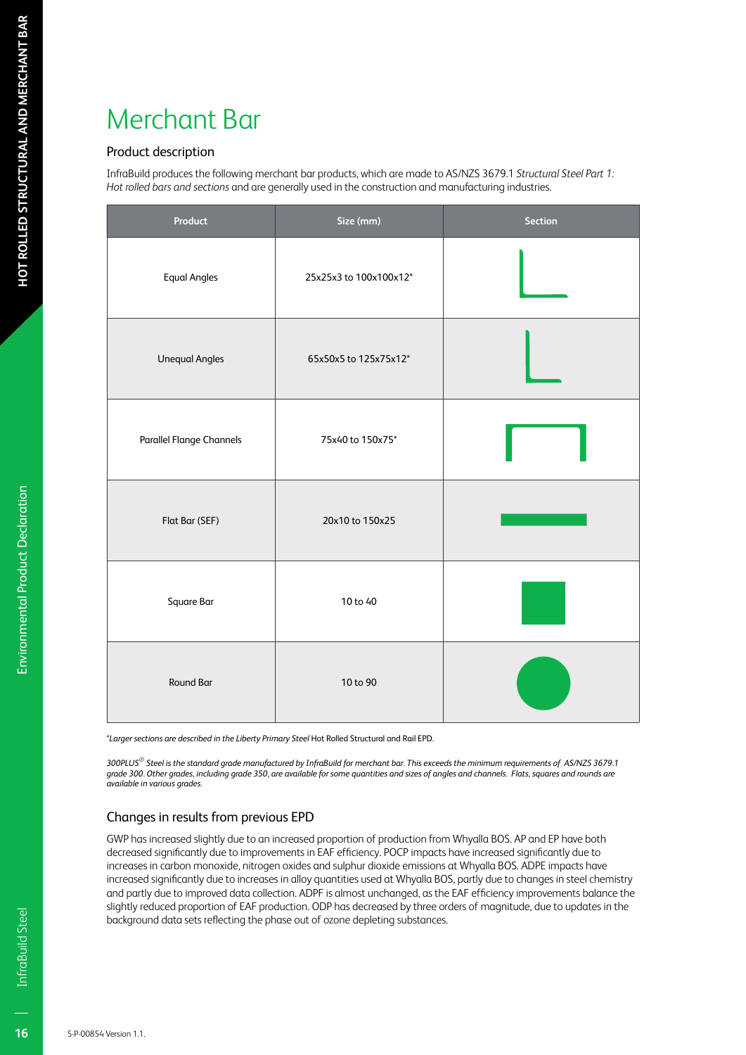# Merchant Bar

## Product description

InfraBuild produces the following merchant bar products, which are made to AS/NZS 3679.1 *Structural Steel Part 1: Hot rolled bars and sections* and are generally used in the construction and manufacturing industries.

| Product | Size (mm) | Section |
|---|---|---|
| Equal Angles | 25x25x3 to 100x100x12* | |
| Unequal Angles | 65x50x5 to 125x75x12* | |
| Parallel Flange Channels | 75x40 to 150x75* | |
| Flat Bar (SEF) | 20x10 to 150x25 | |
| Square Bar | 10 to 40 | |
| Round Bar | 10 to 90 | |

*\*Larger sections are described in the Liberty Primary Steel* Hot Rolled Structural and Rail EPD.

*300PLUS® Steel is the standard grade manufactured by InfraBuild for merchant bar. This exceeds the minimum requirements of AS/NZS 3679.1 grade 300. Other grades, including grade 350, are available for some quantities and sizes of angles and channels. Flats, squares and rounds are available in various grades.*

## Changes in results from previous EPD

GWP has increased slightly due to an increased proportion of production from Whyalla BOS. AP and EP have both decreased significantly due to improvements in EAF efficiency. POCP impacts have increased significantly due to increases in carbon monoxide, nitrogen oxides and sulphur dioxide emissions at Whyalla BOS. ADPE impacts have increased significantly due to increases in alloy quantities used at Whyalla BOS, partly due to changes in steel chemistry and partly due to improved data collection. ADPF is almost unchanged, as the EAF efficiency improvements balance the slightly reduced proportion of EAF production. ODP has decreased by three orders of magnitude, due to updates in the background data sets reflecting the phase out of ozone depleting substances.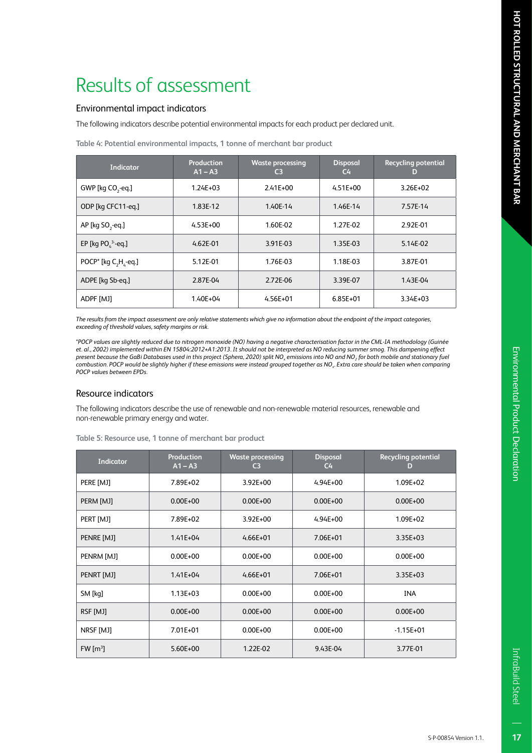# Results of assessment

## Environmental impact indicators

The following indicators describe potential environmental impacts for each product per declared unit.

**Table 4: Potential environmental impacts, 1 tonne of merchant bar product**

| Indicator | Production A1 – A3 | Waste processing C3 | Disposal C4 | Recycling potential D |
|---|---|---|---|---|
| GWP [kg $CO_2$-eq.] | 1.24E+03 | 2.41E+00 | 4.51E+00 | 3.26E+02 |
| ODP [kg CFC11-eq.] | 1.83E-12 | 1.40E-14 | 1.46E-14 | 7.57E-14 |
| AP [kg $SO_2$-eq.] | 4.53E+00 | 1.60E-02 | 1.27E-02 | 2.92E-01 |
| EP [kg $PO_4^{3-}$-eq.] | 4.62E-01 | 3.91E-03 | 1.35E-03 | 5.14E-02 |
| POCP* [kg $C_2H_4$-eq.] | 5.12E-01 | 1.76E-03 | 1.18E-03 | 3.87E-01 |
| ADPE [kg Sb-eq.] | 2.87E-04 | 2.72E-06 | 3.39E-07 | 1.43E-04 |
| ADPF [MJ] | 1.40E+04 | 4.56E+01 | 6.85E+01 | 3.34E+03 |

*The results from the impact assessment are only relative statements which give no information about the endpoint of the impact categories, exceeding of threshold values, safety margins or risk.*

*\*POCP values are slightly reduced due to nitrogen monoxide (NO) having a negative characterisation factor in the CML-IA methodology (Guinée et. al., 2002) implemented within EN 15804:2012+A1:2013. It should not be interpreted as NO reducing summer smog. This dampening effect present because the GaBi Databases used in this project (Sphera, 2020) split $NO_x$ emissions into NO and $NO_2$ for both mobile and stationary fuel combustion. POCP would be slightly higher if these emissions were instead grouped together as $NO_x$. Extra care should be taken when comparing POCP values between EPDs.*

## Resource indicators

The following indicators describe the use of renewable and non-renewable material resources, renewable and non-renewable primary energy and water.

**Table 5: Resource use, 1 tonne of merchant bar product**

| Indicator | Production A1 – A3 | Waste processing C3 | Disposal C4 | Recycling potential D |
|---|---|---|---|---|
| PERE [MJ] | 7.89E+02 | 3.92E+00 | 4.94E+00 | 1.09E+02 |
| PERM [MJ] | 0.00E+00 | 0.00E+00 | 0.00E+00 | 0.00E+00 |
| PERT [MJ] | 7.89E+02 | 3.92E+00 | 4.94E+00 | 1.09E+02 |
| PENRE [MJ] | 1.41E+04 | 4.66E+01 | 7.06E+01 | 3.35E+03 |
| PENRM [MJ] | 0.00E+00 | 0.00E+00 | 0.00E+00 | 0.00E+00 |
| PENRT [MJ] | 1.41E+04 | 4.66E+01 | 7.06E+01 | 3.35E+03 |
| SM [kg] | 1.13E+03 | 0.00E+00 | 0.00E+00 | INA |
| RSF [MJ] | 0.00E+00 | 0.00E+00 | 0.00E+00 | 0.00E+00 |
| NRSF [MJ] | 7.01E+01 | 0.00E+00 | 0.00E+00 | -1.15E+01 |
| FW [$m^3$] | 5.60E+00 | 1.22E-02 | 9.43E-04 | 3.77E-01 |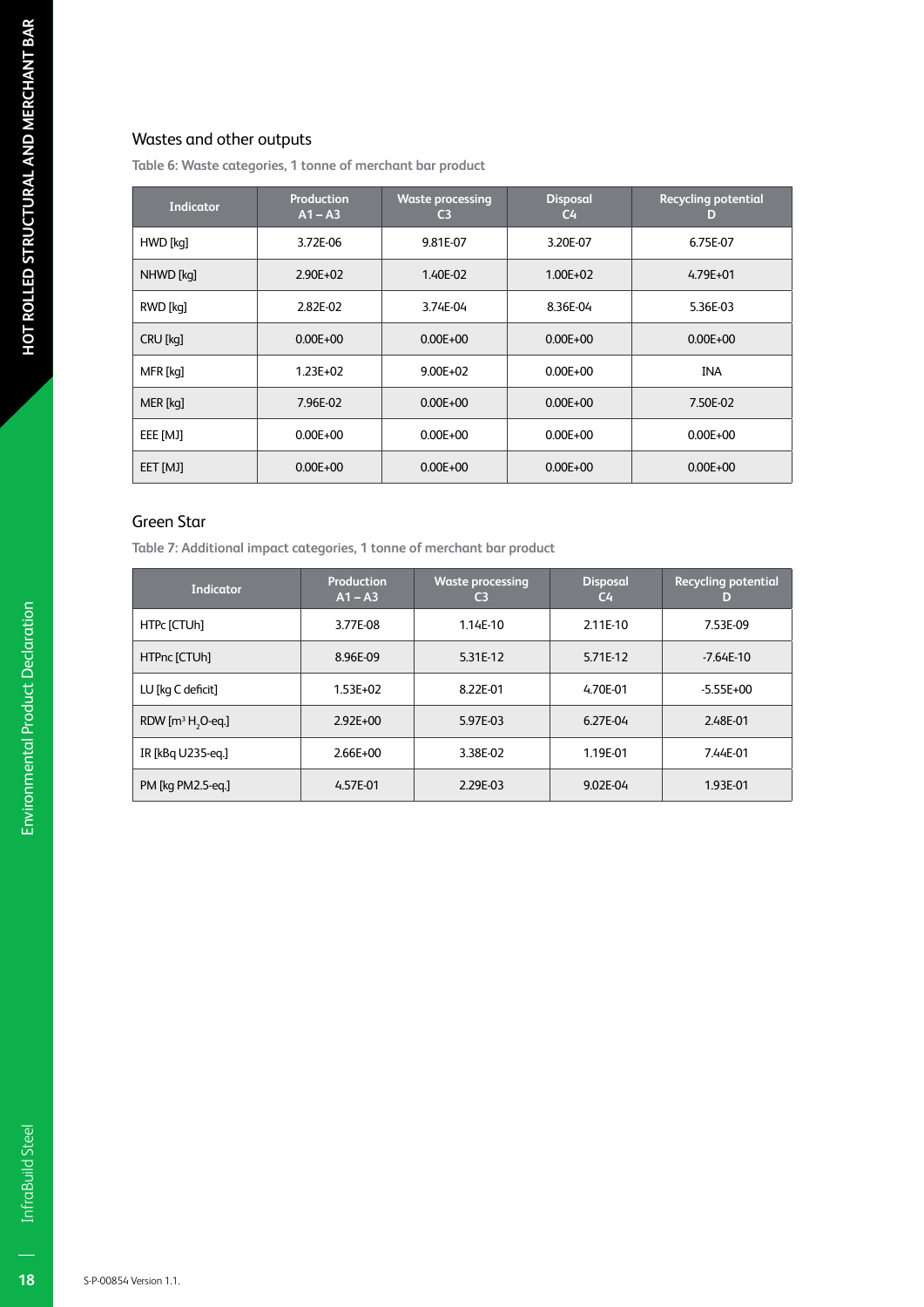## Wastes and other outputs

Table 6: Waste categories, 1 tonne of merchant bar product

| Indicator | Production A1 – A3 | Waste processing C3 | Disposal C4 | Recycling potential D |
|---|---|---|---|---|
| HWD [kg] | 3.72E-06 | 9.81E-07 | 3.20E-07 | 6.75E-07 |
| NHWD [kg] | 2.90E+02 | 1.40E-02 | 1.00E+02 | 4.79E+01 |
| RWD [kg] | 2.82E-02 | 3.74E-04 | 8.36E-04 | 5.36E-03 |
| CRU [kg] | 0.00E+00 | 0.00E+00 | 0.00E+00 | 0.00E+00 |
| MFR [kg] | 1.23E+02 | 9.00E+02 | 0.00E+00 | INA |
| MER [kg] | 7.96E-02 | 0.00E+00 | 0.00E+00 | 7.50E-02 |
| EEE [MJ] | 0.00E+00 | 0.00E+00 | 0.00E+00 | 0.00E+00 |
| EET [MJ] | 0.00E+00 | 0.00E+00 | 0.00E+00 | 0.00E+00 |

## Green Star

Table 7: Additional impact categories, 1 tonne of merchant bar product

| Indicator | Production A1 – A3 | Waste processing C3 | Disposal C4 | Recycling potential D |
|---|---|---|---|---|
| HTPc [CTUh] | 3.77E-08 | 1.14E-10 | 2.11E-10 | 7.53E-09 |
| HTPnc [CTUh] | 8.96E-09 | 5.31E-12 | 5.71E-12 | -7.64E-10 |
| LU [kg C deficit] | 1.53E+02 | 8.22E-01 | 4.70E-01 | -5.55E+00 |
| RDW [$m^3$ $H_2O$-eq.] | 2.92E+00 | 5.97E-03 | 6.27E-04 | 2.48E-01 |
| IR [kBq U235-eq.] | 2.66E+00 | 3.38E-02 | 1.19E-01 | 7.44E-01 |
| PM [kg PM2.5-eq.] | 4.57E-01 | 2.29E-03 | 9.02E-04 | 1.93E-01 |

S-P-00854 Version 1.1.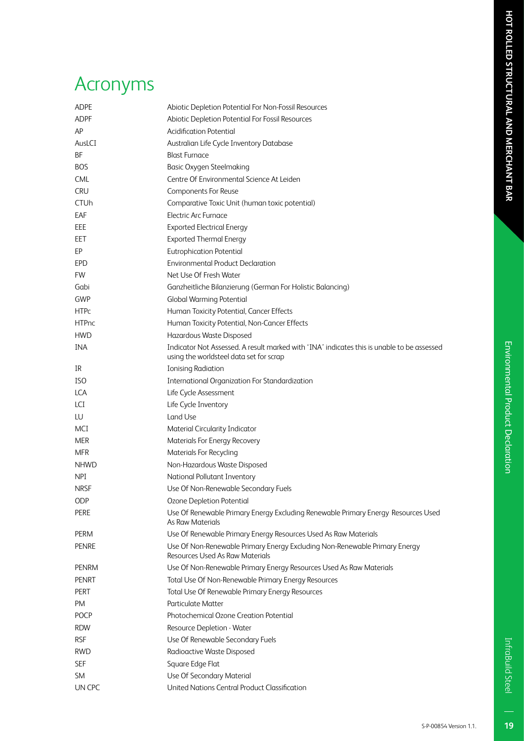# Acronyms

| | |
|---|---|
| ADPE | Abiotic Depletion Potential For Non-Fossil Resources |
| ADPF | Abiotic Depletion Potential For Fossil Resources |
| AP | Acidification Potential |
| AusLCI | Australian Life Cycle Inventory Database |
| BF | Blast Furnace |
| BOS | Basic Oxygen Steelmaking |
| CML | Centre Of Environmental Science At Leiden |
| CRU | Components For Reuse |
| CTUh | Comparative Toxic Unit (human toxic potential) |
| EAF | Electric Arc Furnace |
| EEE | Exported Electrical Energy |
| EET | Exported Thermal Energy |
| EP | Eutrophication Potential |
| EPD | Environmental Product Declaration |
| FW | Net Use Of Fresh Water |
| Gabi | Ganzheitliche Bilanzierung (German For Holistic Balancing) |
| GWP | Global Warming Potential |
| HTPc | Human Toxicity Potential, Cancer Effects |
| HTPnc | Human Toxicity Potential, Non-Cancer Effects |
| HWD | Hazardous Waste Disposed |
| INA | Indicator Not Assessed. A result marked with 'INA' indicates this is unable to be assessed using the worldsteel data set for scrap |
| IR | Ionising Radiation |
| ISO | International Organization For Standardization |
| LCA | Life Cycle Assessment |
| LCI | Life Cycle Inventory |
| LU | Land Use |
| MCI | Material Circularity Indicator |
| MER | Materials For Energy Recovery |
| MFR | Materials For Recycling |
| NHWD | Non-Hazardous Waste Disposed |
| NPI | National Pollutant Inventory |
| NRSF | Use Of Non-Renewable Secondary Fuels |
| ODP | Ozone Depletion Potential |
| PERE | Use Of Renewable Primary Energy Excluding Renewable Primary Energy Resources Used As Raw Materials |
| PERM | Use Of Renewable Primary Energy Resources Used As Raw Materials |
| PENRE | Use Of Non-Renewable Primary Energy Excluding Non-Renewable Primary Energy Resources Used As Raw Materials |
| PENRM | Use Of Non-Renewable Primary Energy Resources Used As Raw Materials |
| PENRT | Total Use Of Non-Renewable Primary Energy Resources |
| PERT | Total Use Of Renewable Primary Energy Resources |
| PM | Particulate Matter |
| POCP | Photochemical Ozone Creation Potential |
| RDW | Resource Depletion - Water |
| RSF | Use Of Renewable Secondary Fuels |
| RWD | Radioactive Waste Disposed |
| SEF | Square Edge Flat |
| SM | Use Of Secondary Material |
| UN CPC | United Nations Central Product Classification |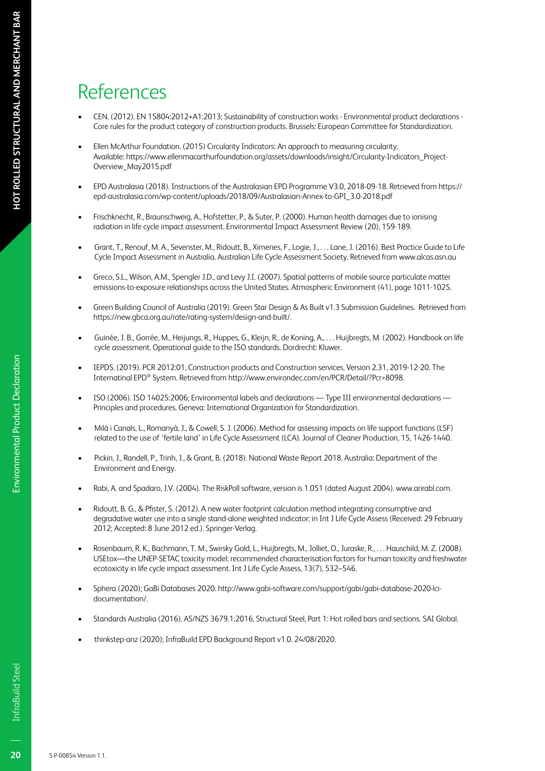# References

- CEN. (2012). EN 15804:2012+A1:2013; Sustainability of construction works - Environmental product declarations - Core rules for the product category of construction products. Brussels: European Committee for Standardization.

- Ellen McArthur Foundation. (2015) Circularity Indicators: An approach to measuring circularity. Available: https://www.ellenmacarthurfoundation.org/assets/downloads/insight/Circularity-Indicators_Project-Overview_May2015.pdf

- EPD Australasia (2018). Instructions of the Australasian EPD Programme V3.0, 2018-09-18. Retrieved from https://epd-australasia.com/wp-content/uploads/2018/09/Australasian-Annex-to-GPI_3.0-2018.pdf

- Frischknecht, R., Braunschweig, A., Hofstetter, P., & Suter, P. (2000). Human health damages due to ionising radiation in life cycle impact assessment. Environmental Impact Assessment Review (20), 159-189.

- Grant, T., Renouf, M. A., Sevenster, M., Ridoutt, B., Ximenes, F., Logie, J., . . . Lane, J. (2016). Best Practice Guide to Life Cycle Impact Assessment in Australia. Australian Life Cycle Assessment Society. Retrieved from www.alcas.asn.au

- Greco, S.L., Wilson, A.M., Spengler J.D., and Levy J.I. (2007). Spatial patterns of mobile source particulate matter emissions-to-exposure relationships across the United States. Atmospheric Environment (41), page 1011-1025.

- Green Building Council of Australia (2019). Green Star Design & As Built v1.3 Submission Guidelines. Retrieved from https://new.gbca.org.au/rate/rating-system/design-and-built/.

- Guinée, J. B., Gorrée, M., Heijungs, R., Huppes, G., Kleijn, R., de Koning, A., . . . Huijbregts, M. (2002). Handbook on life cycle assessment. Operational guide to the ISO standards. Dordrecht: Kluwer.

- IEPDS. (2019). PCR 2012:01, Construction products and Construction services, Version 2.31, 2019-12-20. The Internatinal EPD® System. Retrieved from http://www.environdec.com/en/PCR/Detail/?Pcr=8098.

- ISO (2006). ISO 14025:2006; Environmental labels and declarations — Type III environmental declarations — Principles and procedures. Geneva: International Organization for Standardization.

- Milà i Canals, L., Romanyà, J., & Cowell, S. J. (2006). Method for assessing impacts on life support functions (LSF) related to the use of 'fertile land' in Life Cycle Assessment (LCA). Journal of Cleaner Production, 15, 1426-1440.

- Pickin, J., Randell, P., Trinh, J., & Grant, B. (2018). National Waste Report 2018. Australia: Department of the Environment and Energy.

- Rabi, A. and Spadaro, J.V. (2004). The RiskPoll software, version is 1.051 (dated August 2004). www.arirabl.com.

- Ridoutt, B. G., & Pfister, S. (2012). A new water footprint calculation method integrating consumptive and degradative water use into a single stand-alone weighted indicator; in Int J Life Cycle Assess (Received: 29 February 2012; Accepted: 8 June 2012 ed.). Springer-Verlag.

- Rosenbaum, R. K., Bachmann, T. M., Swirsky Gold, L., Huijbregts, M., Jolliet, O., Juraske, R., . . . Hauschild, M. Z. (2008). USEtox—the UNEP-SETAC toxicity model: recommended characterisation factors for human toxicity and freshwater ecotoxicity in life cycle impact assessment. Int J Life Cycle Assess, 13(7), 532–546.

- Sphera (2020); GaBi Databases 2020. http://www.gabi-software.com/support/gabi/gabi-database-2020-lci-documentation/.

- Standards Australia (2016). AS/NZS 3679.1:2016, Structural Steel, Part 1: Hot rolled bars and sections. SAI Global.

- thinkstep-anz (2020); InfraBuild EPD Background Report v1.0. 24/08/2020.

S-P-00854 Version 1.1.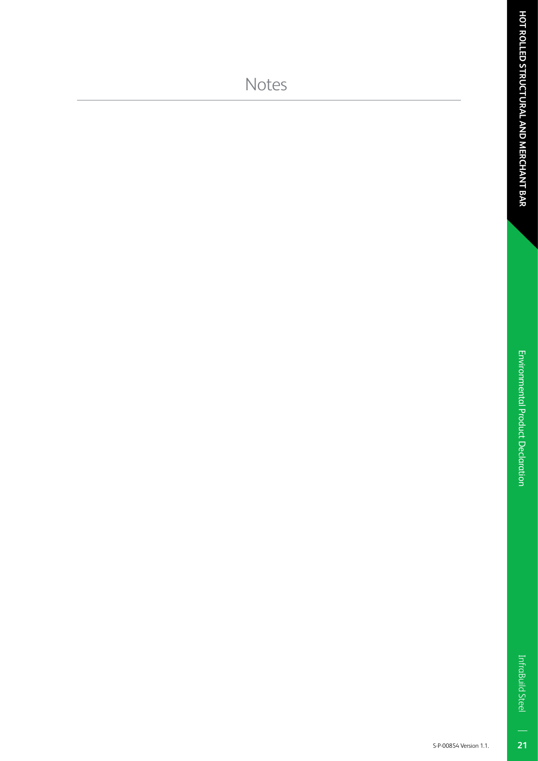# Notes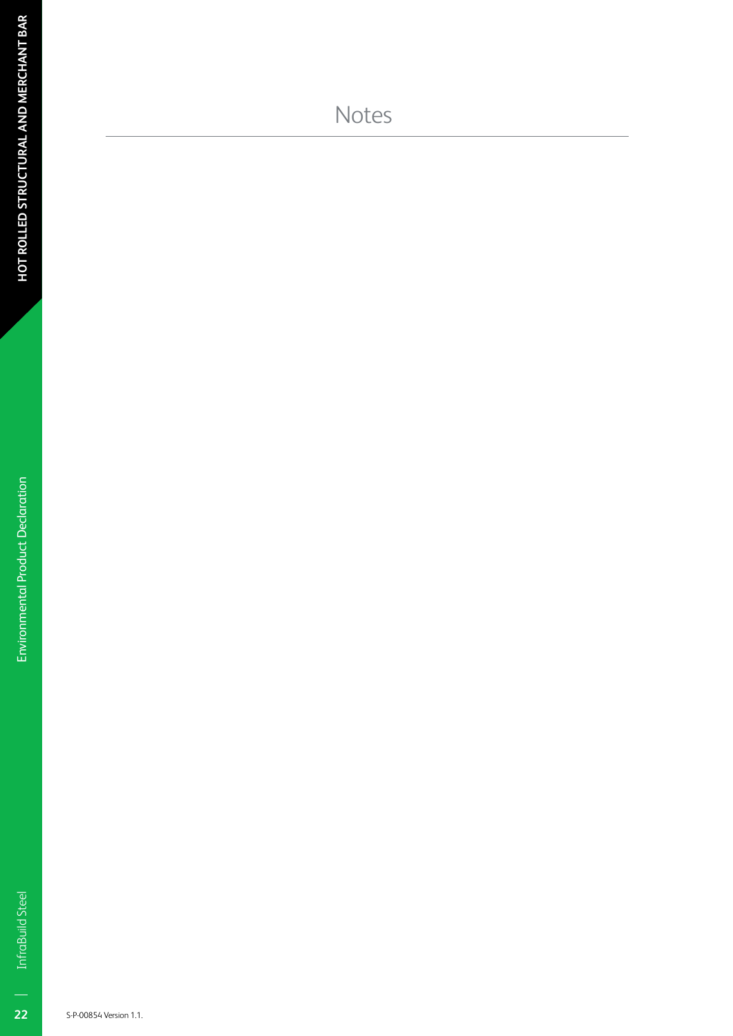# Notes

S-P-00854 Version 1.1.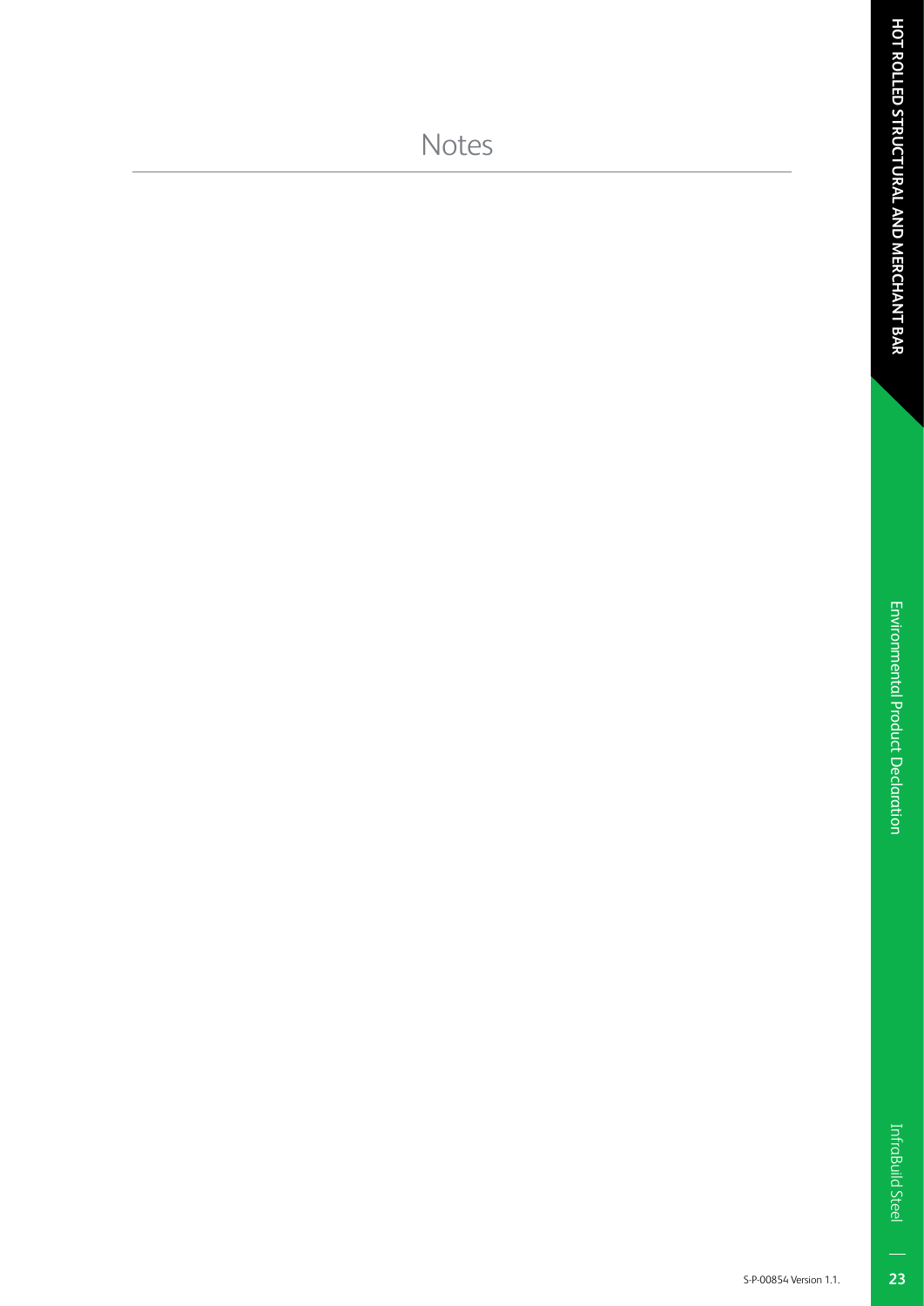# Notes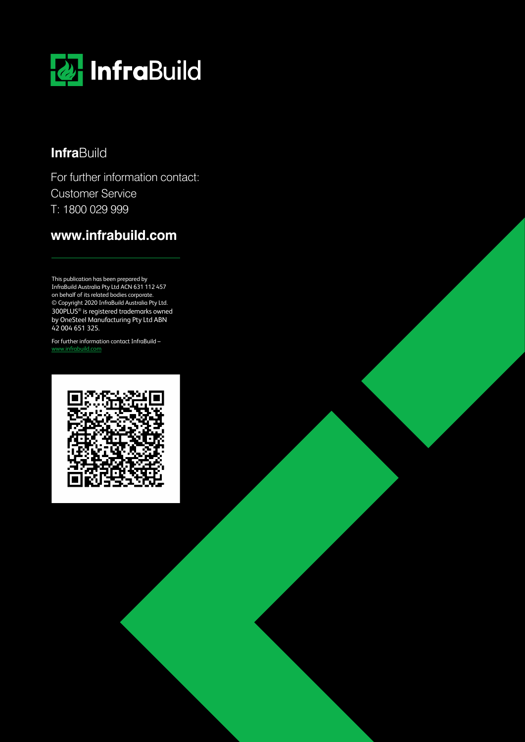# InfraBuild

**Infra**Build

For further information contact:
Customer Service
T: 1800 029 999

**www.infrabuild.com**

This publication has been prepared by InfraBuild Australia Pty Ltd ACN 631 112 457 on behalf of its related bodies corporate.
© Copyright 2020 InfraBuild Australia Pty Ltd.
300PLUS® is registered trademarks owned by OneSteel Manufacturing Pty Ltd ABN 42 004 651 325.

For further information contact InfraBuild – www.infrabuild.com